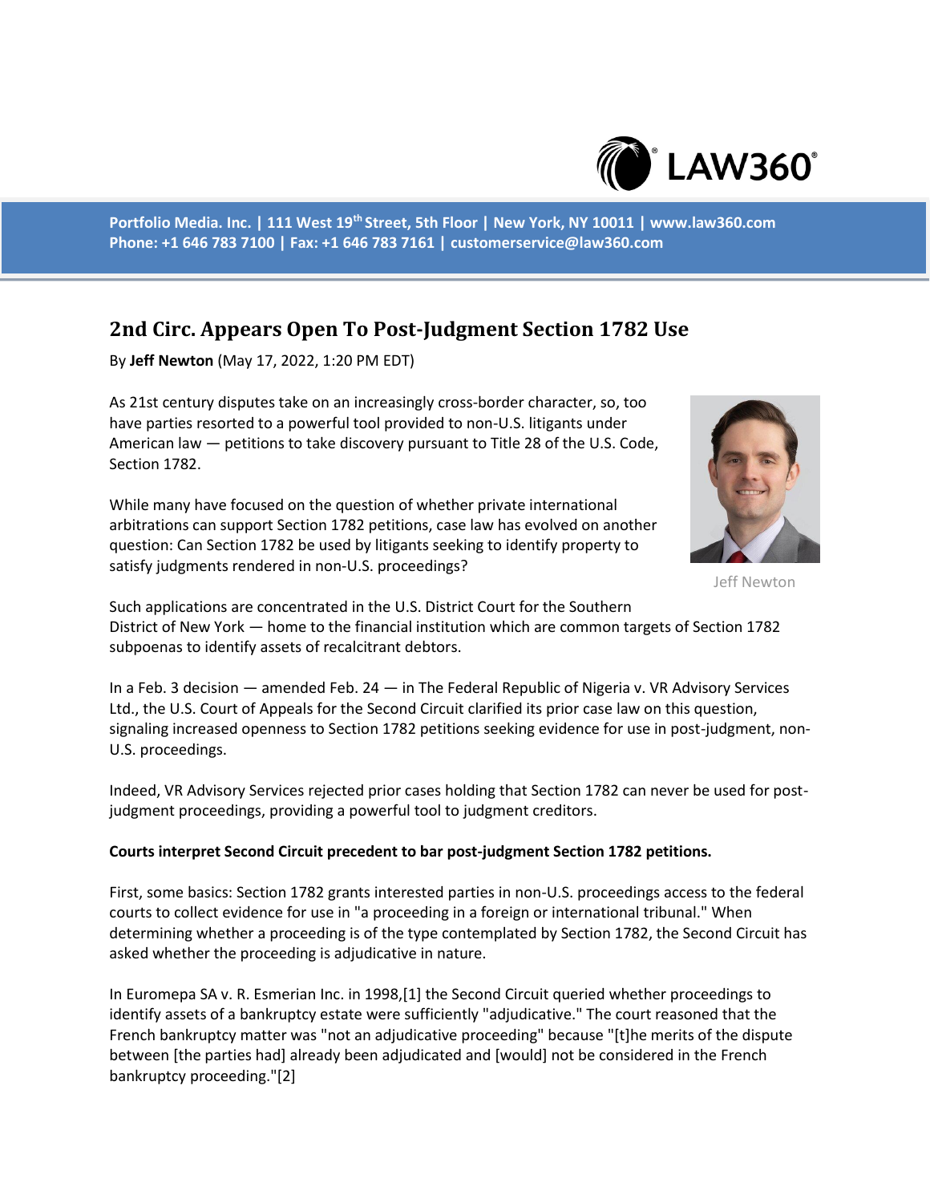Portfolio Media. Inc. | 111 West 19th Street, 5th Floor | New York, NY 10011 | www.law360.com
Phone: +1 646 783 7100 | Fax: +1 646 783 7161 | customerservice@law360.com

# 2nd Circ. Appears Open To Post-Judgment Section 1782 Use

By **Jeff Newton** (May 17, 2022, 1:20 PM EDT)

As 21st century disputes take on an increasingly cross-border character, so, too have parties resorted to a powerful tool provided to non-U.S. litigants under American law — petitions to take discovery pursuant to Title 28 of the U.S. Code, Section 1782.

While many have focused on the question of whether private international arbitrations can support Section 1782 petitions, case law has evolved on another question: Can Section 1782 be used by litigants seeking to identify property to satisfy judgments rendered in non-U.S. proceedings?

Jeff Newton

Such applications are concentrated in the U.S. District Court for the Southern District of New York — home to the financial institution which are common targets of Section 1782 subpoenas to identify assets of recalcitrant debtors.

In a Feb. 3 decision — amended Feb. 24 — in The Federal Republic of Nigeria v. VR Advisory Services Ltd., the U.S. Court of Appeals for the Second Circuit clarified its prior case law on this question, signaling increased openness to Section 1782 petitions seeking evidence for use in post-judgment, non-U.S. proceedings.

Indeed, VR Advisory Services rejected prior cases holding that Section 1782 can never be used for post-judgment proceedings, providing a powerful tool to judgment creditors.

**Courts interpret Second Circuit precedent to bar post-judgment Section 1782 petitions.**

First, some basics: Section 1782 grants interested parties in non-U.S. proceedings access to the federal courts to collect evidence for use in "a proceeding in a foreign or international tribunal." When determining whether a proceeding is of the type contemplated by Section 1782, the Second Circuit has asked whether the proceeding is adjudicative in nature.

In Euromepa SA v. R. Esmerian Inc. in 1998,[1] the Second Circuit queried whether proceedings to identify assets of a bankruptcy estate were sufficiently "adjudicative." The court reasoned that the French bankruptcy matter was "not an adjudicative proceeding" because "[t]he merits of the dispute between [the parties had] already been adjudicated and [would] not be considered in the French bankruptcy proceeding."[2]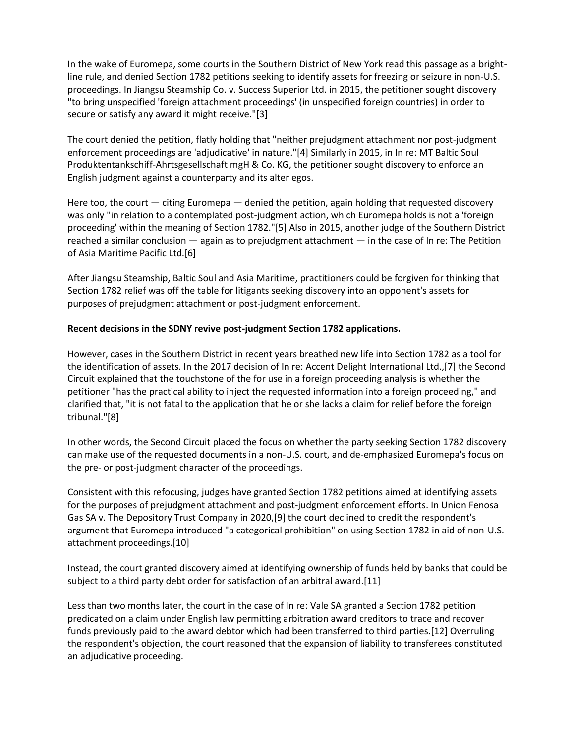In the wake of Euromepa, some courts in the Southern District of New York read this passage as a bright-line rule, and denied Section 1782 petitions seeking to identify assets for freezing or seizure in non-U.S. proceedings. In Jiangsu Steamship Co. v. Success Superior Ltd. in 2015, the petitioner sought discovery "to bring unspecified 'foreign attachment proceedings' (in unspecified foreign countries) in order to secure or satisfy any award it might receive."[3]

The court denied the petition, flatly holding that "neither prejudgment attachment nor post-judgment enforcement proceedings are 'adjudicative' in nature."[4] Similarly in 2015, in In re: MT Baltic Soul Produktentankschiff-Ahrtsgesellschaft mgH & Co. KG, the petitioner sought discovery to enforce an English judgment against a counterparty and its alter egos.

Here too, the court — citing Euromepa — denied the petition, again holding that requested discovery was only "in relation to a contemplated post-judgment action, which Euromepa holds is not a 'foreign proceeding' within the meaning of Section 1782."[5] Also in 2015, another judge of the Southern District reached a similar conclusion — again as to prejudgment attachment — in the case of In re: The Petition of Asia Maritime Pacific Ltd.[6]

After Jiangsu Steamship, Baltic Soul and Asia Maritime, practitioners could be forgiven for thinking that Section 1782 relief was off the table for litigants seeking discovery into an opponent's assets for purposes of prejudgment attachment or post-judgment enforcement.

**Recent decisions in the SDNY revive post-judgment Section 1782 applications.**

However, cases in the Southern District in recent years breathed new life into Section 1782 as a tool for the identification of assets. In the 2017 decision of In re: Accent Delight International Ltd.,[7] the Second Circuit explained that the touchstone of the for use in a foreign proceeding analysis is whether the petitioner "has the practical ability to inject the requested information into a foreign proceeding," and clarified that, "it is not fatal to the application that he or she lacks a claim for relief before the foreign tribunal."[8]

In other words, the Second Circuit placed the focus on whether the party seeking Section 1782 discovery can make use of the requested documents in a non-U.S. court, and de-emphasized Euromepa's focus on the pre- or post-judgment character of the proceedings.

Consistent with this refocusing, judges have granted Section 1782 petitions aimed at identifying assets for the purposes of prejudgment attachment and post-judgment enforcement efforts. In Union Fenosa Gas SA v. The Depository Trust Company in 2020,[9] the court declined to credit the respondent's argument that Euromepa introduced "a categorical prohibition" on using Section 1782 in aid of non-U.S. attachment proceedings.[10]

Instead, the court granted discovery aimed at identifying ownership of funds held by banks that could be subject to a third party debt order for satisfaction of an arbitral award.[11]

Less than two months later, the court in the case of In re: Vale SA granted a Section 1782 petition predicated on a claim under English law permitting arbitration award creditors to trace and recover funds previously paid to the award debtor which had been transferred to third parties.[12] Overruling the respondent's objection, the court reasoned that the expansion of liability to transferees constituted an adjudicative proceeding.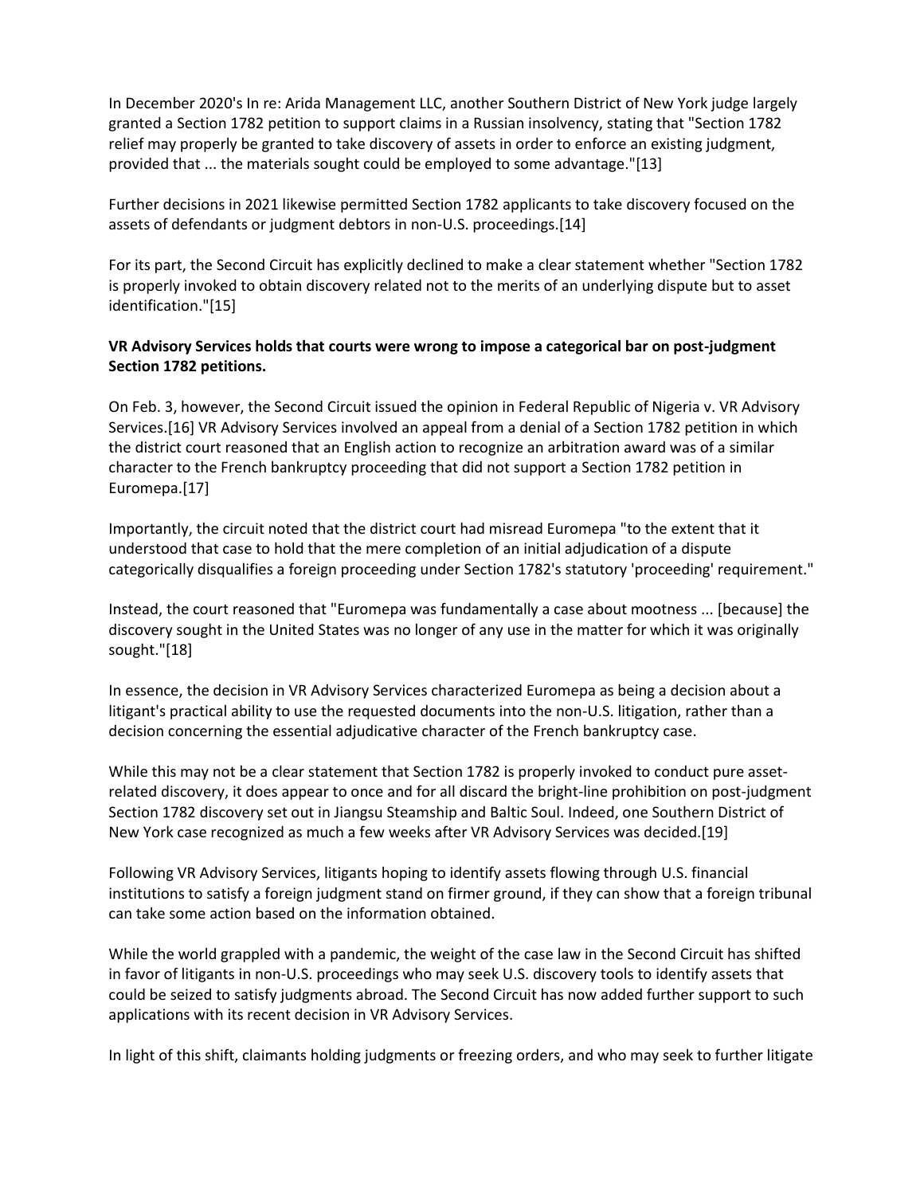In December 2020's In re: Arida Management LLC, another Southern District of New York judge largely granted a Section 1782 petition to support claims in a Russian insolvency, stating that "Section 1782 relief may properly be granted to take discovery of assets in order to enforce an existing judgment, provided that ... the materials sought could be employed to some advantage."[13]

Further decisions in 2021 likewise permitted Section 1782 applicants to take discovery focused on the assets of defendants or judgment debtors in non-U.S. proceedings.[14]

For its part, the Second Circuit has explicitly declined to make a clear statement whether "Section 1782 is properly invoked to obtain discovery related not to the merits of an underlying dispute but to asset identification."[15]

**VR Advisory Services holds that courts were wrong to impose a categorical bar on post-judgment Section 1782 petitions.**

On Feb. 3, however, the Second Circuit issued the opinion in Federal Republic of Nigeria v. VR Advisory Services.[16] VR Advisory Services involved an appeal from a denial of a Section 1782 petition in which the district court reasoned that an English action to recognize an arbitration award was of a similar character to the French bankruptcy proceeding that did not support a Section 1782 petition in Euromepa.[17]

Importantly, the circuit noted that the district court had misread Euromepa "to the extent that it understood that case to hold that the mere completion of an initial adjudication of a dispute categorically disqualifies a foreign proceeding under Section 1782's statutory 'proceeding' requirement."

Instead, the court reasoned that "Euromepa was fundamentally a case about mootness ... [because] the discovery sought in the United States was no longer of any use in the matter for which it was originally sought."[18]

In essence, the decision in VR Advisory Services characterized Euromepa as being a decision about a litigant's practical ability to use the requested documents into the non-U.S. litigation, rather than a decision concerning the essential adjudicative character of the French bankruptcy case.

While this may not be a clear statement that Section 1782 is properly invoked to conduct pure asset-related discovery, it does appear to once and for all discard the bright-line prohibition on post-judgment Section 1782 discovery set out in Jiangsu Steamship and Baltic Soul. Indeed, one Southern District of New York case recognized as much a few weeks after VR Advisory Services was decided.[19]

Following VR Advisory Services, litigants hoping to identify assets flowing through U.S. financial institutions to satisfy a foreign judgment stand on firmer ground, if they can show that a foreign tribunal can take some action based on the information obtained.

While the world grappled with a pandemic, the weight of the case law in the Second Circuit has shifted in favor of litigants in non-U.S. proceedings who may seek U.S. discovery tools to identify assets that could be seized to satisfy judgments abroad. The Second Circuit has now added further support to such applications with its recent decision in VR Advisory Services.

In light of this shift, claimants holding judgments or freezing orders, and who may seek to further litigate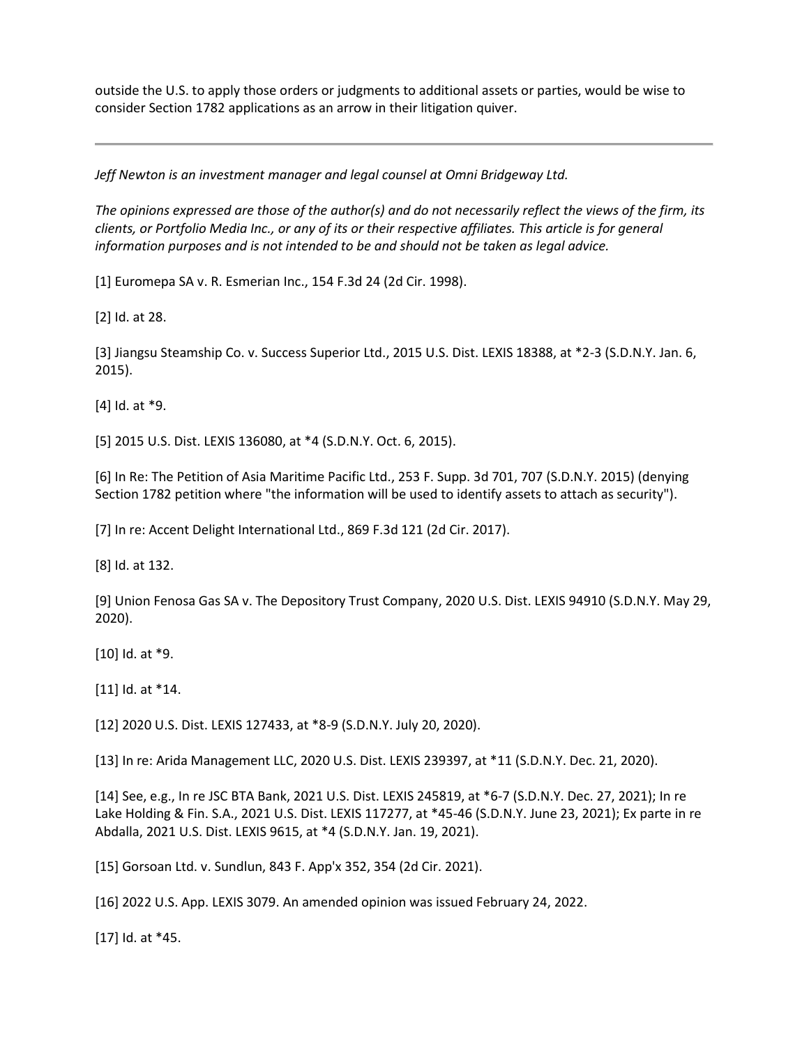outside the U.S. to apply those orders or judgments to additional assets or parties, would be wise to consider Section 1782 applications as an arrow in their litigation quiver.

---

*Jeff Newton is an investment manager and legal counsel at Omni Bridgeway Ltd.*

*The opinions expressed are those of the author(s) and do not necessarily reflect the views of the firm, its clients, or Portfolio Media Inc., or any of its or their respective affiliates. This article is for general information purposes and is not intended to be and should not be taken as legal advice.*

[1] Euromepa SA v. R. Esmerian Inc., 154 F.3d 24 (2d Cir. 1998).

[2] Id. at 28.

[3] Jiangsu Steamship Co. v. Success Superior Ltd., 2015 U.S. Dist. LEXIS 18388, at *2-3 (S.D.N.Y. Jan. 6, 2015).

[4] Id. at *9.

[5] 2015 U.S. Dist. LEXIS 136080, at *4 (S.D.N.Y. Oct. 6, 2015).

[6] In Re: The Petition of Asia Maritime Pacific Ltd., 253 F. Supp. 3d 701, 707 (S.D.N.Y. 2015) (denying Section 1782 petition where "the information will be used to identify assets to attach as security").

[7] In re: Accent Delight International Ltd., 869 F.3d 121 (2d Cir. 2017).

[8] Id. at 132.

[9] Union Fenosa Gas SA v. The Depository Trust Company, 2020 U.S. Dist. LEXIS 94910 (S.D.N.Y. May 29, 2020).

[10] Id. at *9.

[11] Id. at *14.

[12] 2020 U.S. Dist. LEXIS 127433, at *8-9 (S.D.N.Y. July 20, 2020).

[13] In re: Arida Management LLC, 2020 U.S. Dist. LEXIS 239397, at *11 (S.D.N.Y. Dec. 21, 2020).

[14] See, e.g., In re JSC BTA Bank, 2021 U.S. Dist. LEXIS 245819, at *6-7 (S.D.N.Y. Dec. 27, 2021); In re Lake Holding & Fin. S.A., 2021 U.S. Dist. LEXIS 117277, at *45-46 (S.D.N.Y. June 23, 2021); Ex parte in re Abdalla, 2021 U.S. Dist. LEXIS 9615, at *4 (S.D.N.Y. Jan. 19, 2021).

[15] Gorsoan Ltd. v. Sundlun, 843 F. App'x 352, 354 (2d Cir. 2021).

[16] 2022 U.S. App. LEXIS 3079. An amended opinion was issued February 24, 2022.

[17] Id. at *45.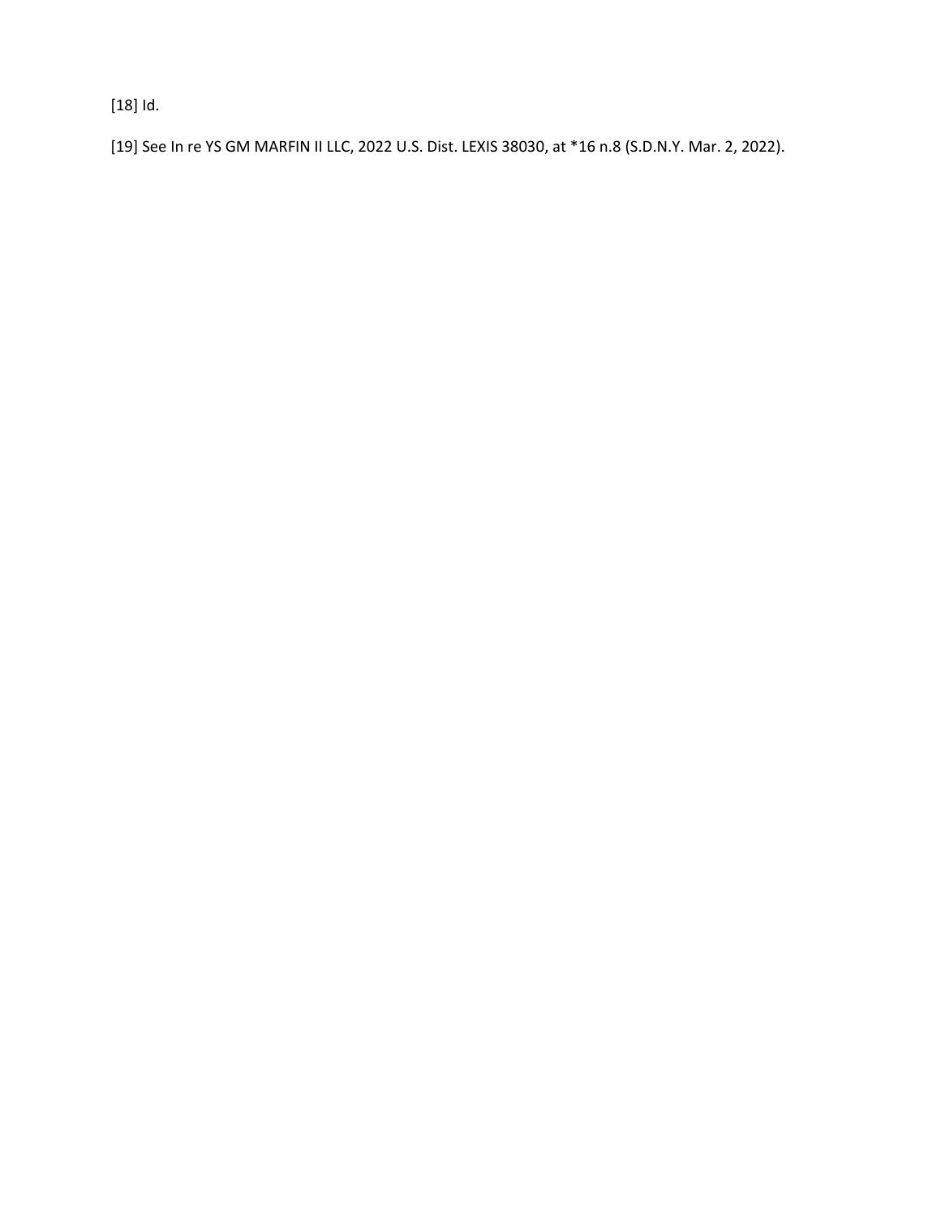[18] Id.

[19] See In re YS GM MARFIN II LLC, 2022 U.S. Dist. LEXIS 38030, at *16 n.8 (S.D.N.Y. Mar. 2, 2022).